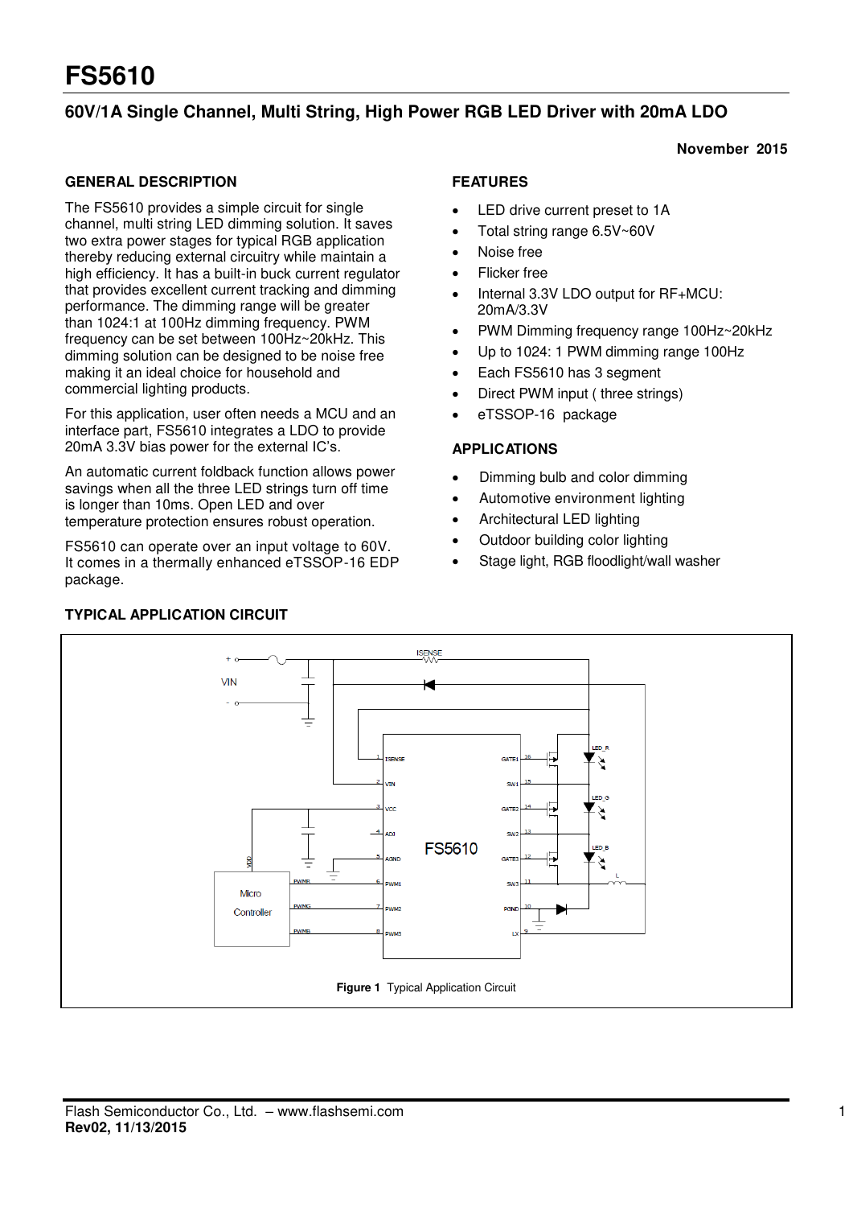# FS5610

## 60V/1A Single Channel, Multi String, High Power RGB LED Driver with 20mA LDO

**November 2015**

### GENERAL DESCRIPTION

The FS5610 provides a simple circuit for single channel, multi string LED dimming solution. It saves two extra power stages for typical RGB application thereby reducing external circuitry while maintain a high efficiency. It has a built-in buck current regulator that provides excellent current tracking and dimming performance. The dimming range will be greater than 1024:1 at 100Hz dimming frequency. PWM frequency can be set between 100Hz~20kHz. This dimming solution can be designed to be noise free making it an ideal choice for household and commercial lighting products.

For this application, user often needs a MCU and an interface part, FS5610 integrates a LDO to provide 20mA 3.3V bias power for the external IC's.

An automatic current foldback function allows power savings when all the three LED strings turn off time is longer than 10ms. Open LED and over temperature protection ensures robust operation.

FS5610 can operate over an input voltage to 60V. It comes in a thermally enhanced eTSSOP-16 EDP package.

### FEATURES

- LED drive current preset to 1A
- Total string range 6.5V~60V
- Noise free
- Flicker free
- Internal 3.3V LDO output for RF+MCU: 20mA/3.3V
- PWM Dimming frequency range 100Hz~20kHz
- Up to 1024: 1 PWM dimming range 100Hz
- Each FS5610 has 3 segment
- Direct PWM input ( three strings)
- eTSSOP-16 package

### APPLICATIONS

- Dimming bulb and color dimming
- Automotive environment lighting
- Architectural LED lighting
- Outdoor building color lighting
- Stage light, RGB floodlight/wall washer

### TYPICAL APPLICATION CIRCUIT

**Figure 1** Typical Application Circuit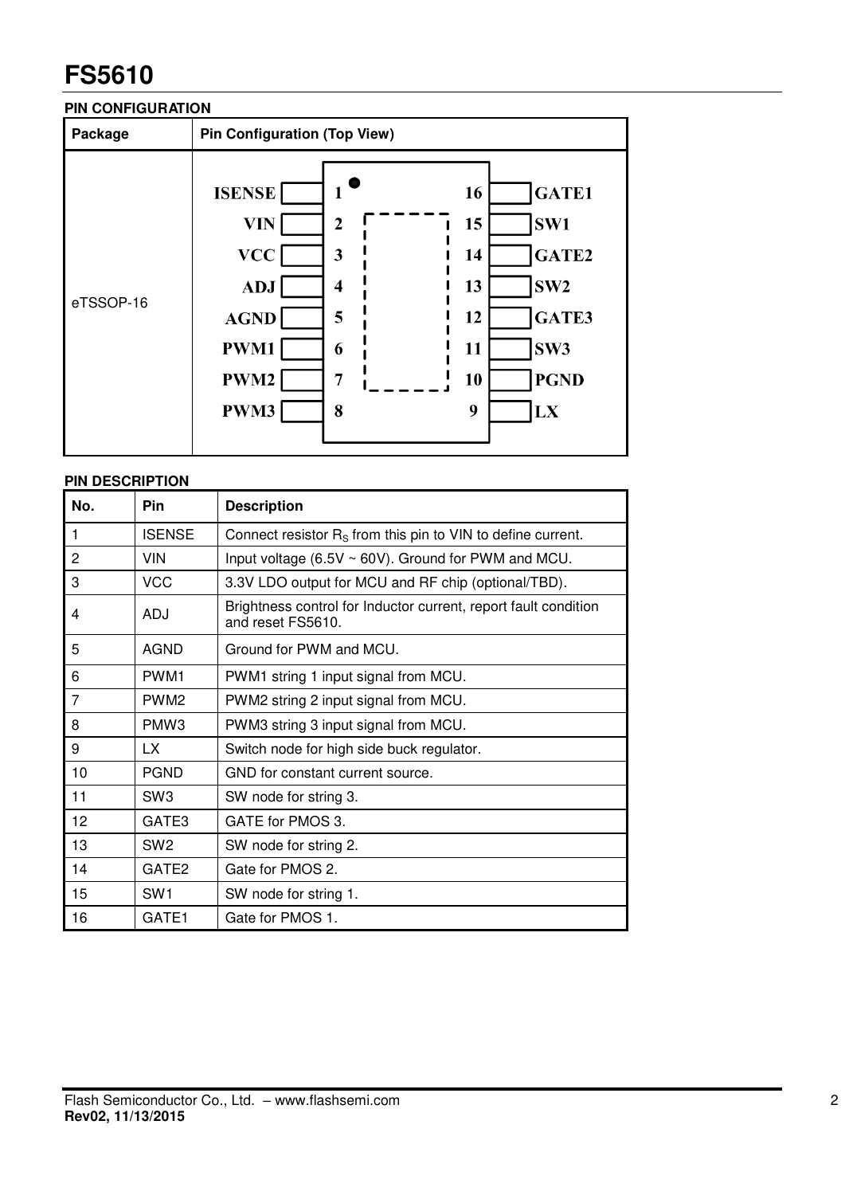# FS5610

## PIN CONFIGURATION

| Package | Pin Configuration (Top View) |
|---|---|
| eTSSOP-16 | |

| Pin | Name | Pin | Name |
|---|---|---|---|
| 1 | ISENSE | 16 | GATE1 |
| 2 | VIN | 15 | SW1 |
| 3 | VCC | 14 | GATE2 |
| 4 | ADJ | 13 | SW2 |
| 5 | AGND | 12 | GATE3 |
| 6 | PWM1 | 11 | SW3 |
| 7 | PWM2 | 10 | PGND |
| 8 | PWM3 | 9 | LX |

## PIN DESCRIPTION

| No. | Pin | Description |
|---|---|---|
| 1 | ISENSE | Connect resistor $R_S$ from this pin to VIN to define current. |
| 2 | VIN | Input voltage (6.5V ~ 60V). Ground for PWM and MCU. |
| 3 | VCC | 3.3V LDO output for MCU and RF chip (optional/TBD). |
| 4 | ADJ | Brightness control for Inductor current, report fault condition and reset FS5610. |
| 5 | AGND | Ground for PWM and MCU. |
| 6 | PWM1 | PWM1 string 1 input signal from MCU. |
| 7 | PWM2 | PWM2 string 2 input signal from MCU. |
| 8 | PMW3 | PWM3 string 3 input signal from MCU. |
| 9 | LX | Switch node for high side buck regulator. |
| 10 | PGND | GND for constant current source. |
| 11 | SW3 | SW node for string 3. |
| 12 | GATE3 | GATE for PMOS 3. |
| 13 | SW2 | SW node for string 2. |
| 14 | GATE2 | Gate for PMOS 2. |
| 15 | SW1 | SW node for string 1. |
| 16 | GATE1 | Gate for PMOS 1. |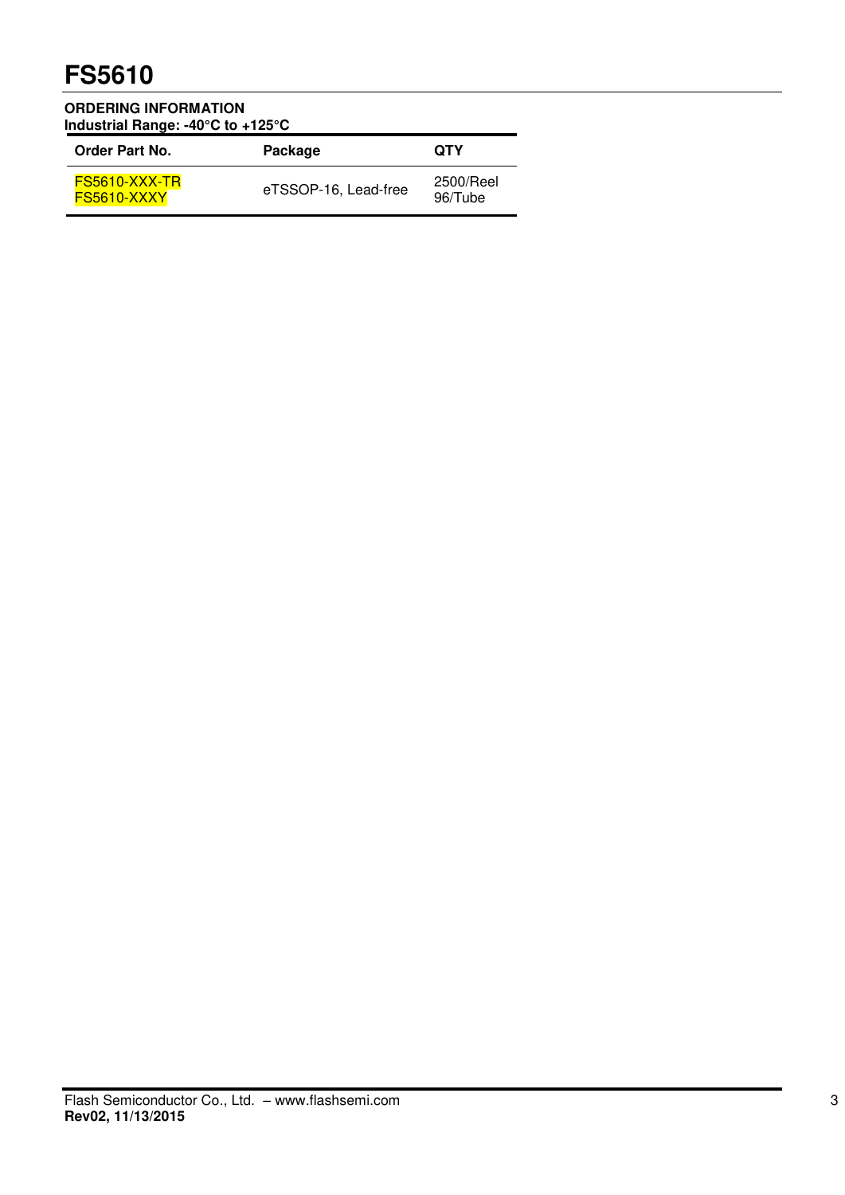## ORDERING INFORMATION

**Industrial Range: -40°C to +125°C**

| Order Part No. | Package | QTY |
|---|---|---|
| FS5610-XXX-TR<br>FS5610-XXXY | eTSSOP-16, Lead-free | 2500/Reel<br>96/Tube |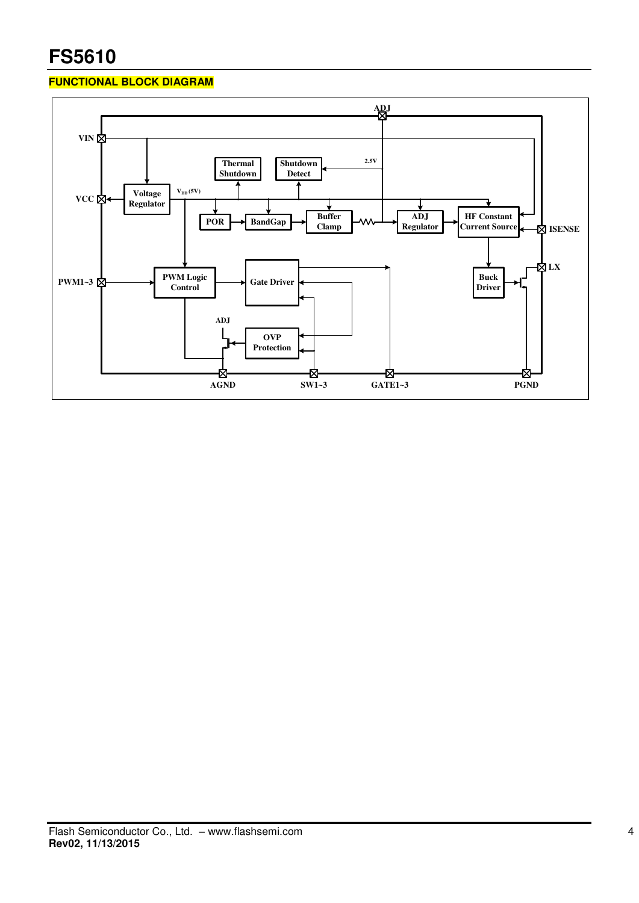## FUNCTIONAL BLOCK DIAGRAM

ADJ

VIN

Thermal Shutdown

Shutdown Detect

2.5V

VCC

Voltage Regulator

$V_{DD}$ (5V)

POR

BandGap

Buffer Clamp

ADJ Regulator

HF Constant Current Source

ISENSE

LX

PWM1~3

PWM Logic Control

Gate Driver

Buck Driver

ADJ

OVP Protection

AGND

SW1~3

GATE1~3

PGND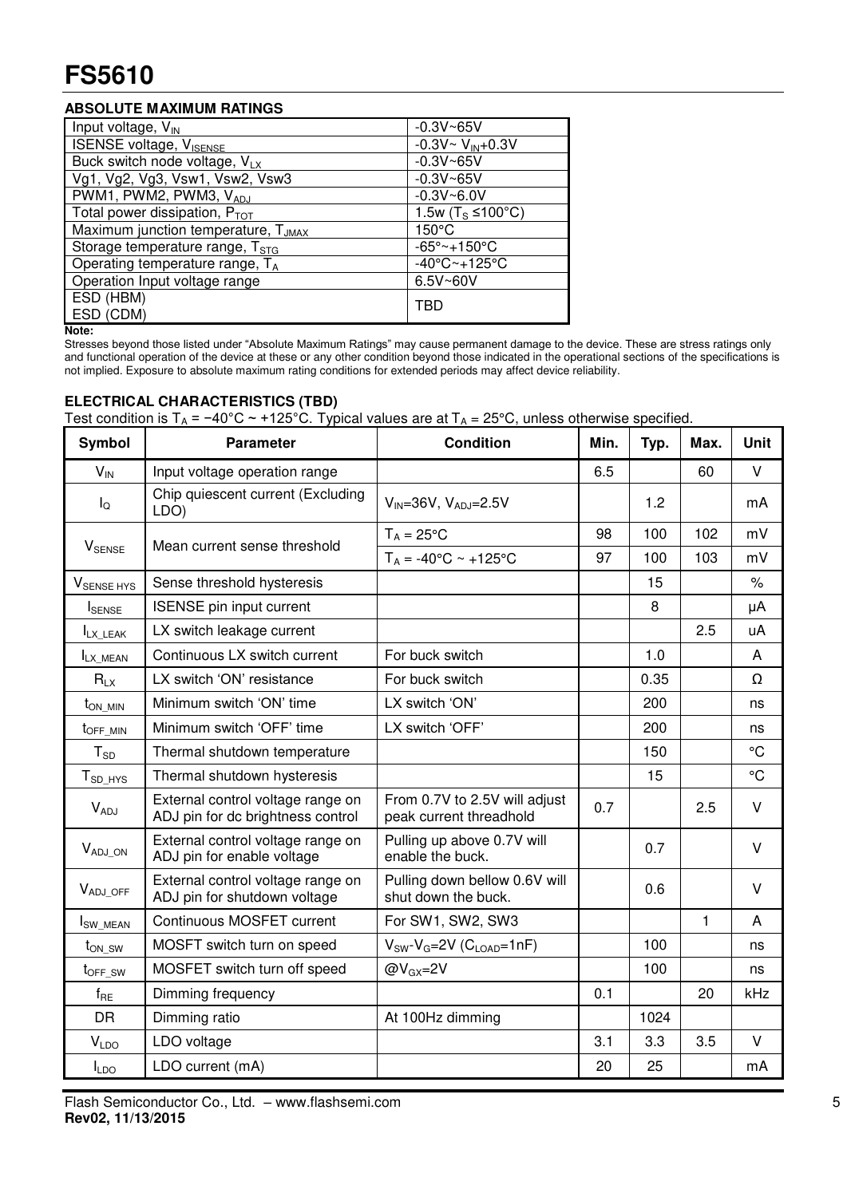# FS5610

### ABSOLUTE MAXIMUM RATINGS

| Parameter | Rating |
|---|---|
| Input voltage, $V_{IN}$ | -0.3V~65V |
| ISENSE voltage, $V_{ISENSE}$ | -0.3V~ $V_{IN}$+0.3V |
| Buck switch node voltage, $V_{LX}$ | -0.3V~65V |
| Vg1, Vg2, Vg3, Vsw1, Vsw2, Vsw3 | -0.3V~65V |
| PWM1, PWM2, PWM3, $V_{ADJ}$ | -0.3V~6.0V |
| Total power dissipation, $P_{TOT}$ | 1.5w ($T_S$ ≤100°C) |
| Maximum junction temperature, $T_{JMAX}$ | 150°C |
| Storage temperature range, $T_{STG}$ | -65°~+150°C |
| Operating temperature range, $T_A$ | -40°C~+125°C |
| Operation Input voltage range | 6.5V~60V |
| ESD (HBM)<br>ESD (CDM) | TBD |

**Note:**
Stresses beyond those listed under “Absolute Maximum Ratings” may cause permanent damage to the device. These are stress ratings only and functional operation of the device at these or any other condition beyond those indicated in the operational sections of the specifications is not implied. Exposure to absolute maximum rating conditions for extended periods may affect device reliability.

### ELECTRICAL CHARACTERISTICS (TBD)

Test condition is $T_A$ = −40°C ~ +125°C. Typical values are at $T_A$ = 25°C, unless otherwise specified.

| Symbol | Parameter | Condition | Min. | Typ. | Max. | Unit |
|---|---|---|---|---|---|---|
| $V_{IN}$ | Input voltage operation range | | 6.5 | | 60 | V |
| $I_Q$ | Chip quiescent current (Excluding LDO) | $V_{IN}$=36V, $V_{ADJ}$=2.5V | | 1.2 | | mA |
| $V_{SENSE}$ | Mean current sense threshold | $T_A$ = 25°C | 98 | 100 | 102 | mV |
| | | $T_A$ = -40°C ~ +125°C | 97 | 100 | 103 | mV |
| $V_{SENSE\ HYS}$ | Sense threshold hysteresis | | | 15 | | % |
| $I_{SENSE}$ | ISENSE pin input current | | | 8 | | μA |
| $I_{LX\_LEAK}$ | LX switch leakage current | | | | 2.5 | uA |
| $I_{LX\_MEAN}$ | Continuous LX switch current | For buck switch | | 1.0 | | A |
| $R_{LX}$ | LX switch ‘ON’ resistance | For buck switch | | 0.35 | | Ω |
| $t_{ON\_MIN}$ | Minimum switch ‘ON’ time | LX switch ‘ON’ | | 200 | | ns |
| $t_{OFF\_MIN}$ | Minimum switch ‘OFF’ time | LX switch ‘OFF’ | | 200 | | ns |
| $T_{SD}$ | Thermal shutdown temperature | | | 150 | | °C |
| $T_{SD\_HYS}$ | Thermal shutdown hysteresis | | | 15 | | °C |
| $V_{ADJ}$ | External control voltage range on ADJ pin for dc brightness control | From 0.7V to 2.5V will adjust peak current threadhold | 0.7 | | 2.5 | V |
| $V_{ADJ\_ON}$ | External control voltage range on ADJ pin for enable voltage | Pulling up above 0.7V will enable the buck. | | 0.7 | | V |
| $V_{ADJ\_OFF}$ | External control voltage range on ADJ pin for shutdown voltage | Pulling down bellow 0.6V will shut down the buck. | | 0.6 | | V |
| $I_{SW\_MEAN}$ | Continuous MOSFET current | For SW1, SW2, SW3 | | | 1 | A |
| $t_{ON\_SW}$ | MOSFT switch turn on speed | $V_{SW}$-$V_G$=2V ($C_{LOAD}$=1nF) | | 100 | | ns |
| $t_{OFF\_SW}$ | MOSFET switch turn off speed | @$V_{GX}$=2V | | 100 | | ns |
| $f_{RE}$ | Dimming frequency | | 0.1 | | 20 | kHz |
| DR | Dimming ratio | At 100Hz dimming | | 1024 | | |
| $V_{LDO}$ | LDO voltage | | 3.1 | 3.3 | 3.5 | V |
| $I_{LDO}$ | LDO current (mA) | | 20 | 25 | | mA |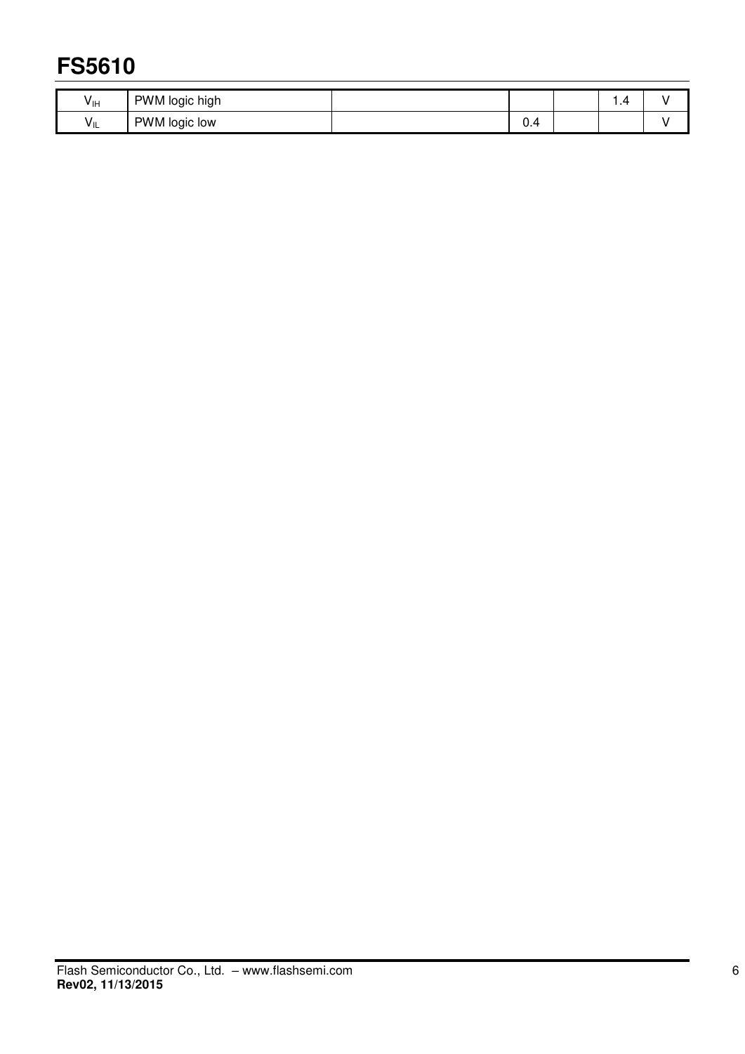| | | | | | | |
|---|---|---|---|---|---|---|
| $V_{IH}$ | PWM logic high | | | | 1.4 | V |
| $V_{IL}$ | PWM logic low | | 0.4 | | | V |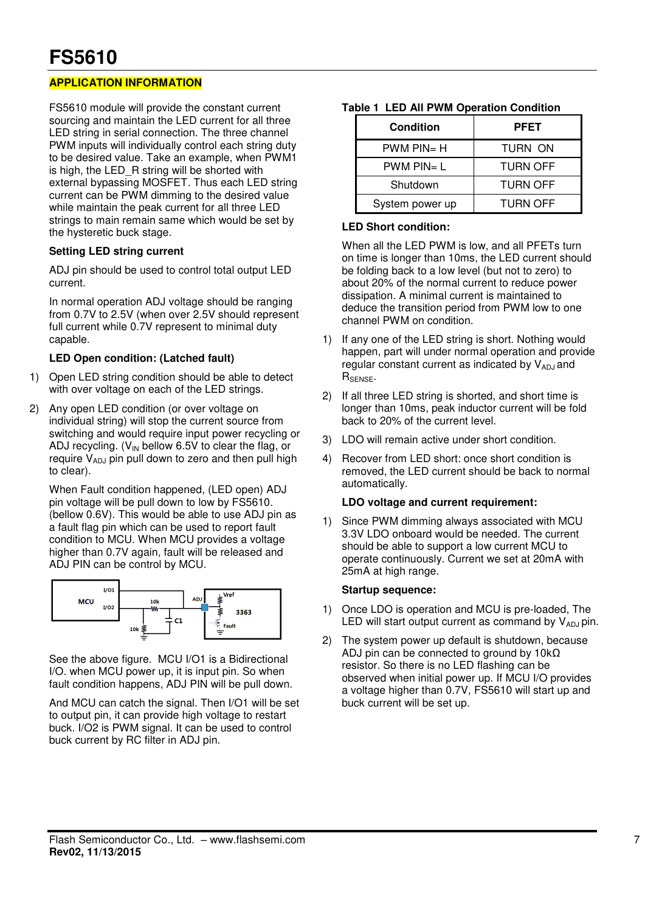## APPLICATION INFORMATION

FS5610 module will provide the constant current sourcing and maintain the LED current for all three LED string in serial connection. The three channel PWM inputs will individually control each string duty to be desired value. Take an example, when PWM1 is high, the LED_R string will be shorted with external bypassing MOSFET. Thus each LED string current can be PWM dimming to the desired value while maintain the peak current for all three LED strings to main remain same which would be set by the hysteretic buck stage.

**Setting LED string current**

ADJ pin should be used to control total output LED current.

In normal operation ADJ voltage should be ranging from 0.7V to 2.5V (when over 2.5V should represent full current while 0.7V represent to minimal duty capable.

**LED Open condition: (Latched fault)**

1) Open LED string condition should be able to detect with over voltage on each of the LED strings.
2) Any open LED condition (or over voltage on individual string) will stop the current source from switching and would require input power recycling or ADJ recycling. ($V_{IN}$ bellow 6.5V to clear the flag, or require $V_{ADJ}$ pin pull down to zero and then pull high to clear).

   When Fault condition happened, (LED open) ADJ pin voltage will be pull down to low by FS5610. (bellow 0.6V). This would be able to use ADJ pin as a fault flag pin which can be used to report fault condition to MCU. When MCU provides a voltage higher than 0.7V again, fault will be released and ADJ PIN can be control by MCU.

See the above figure. MCU I/O1 is a Bidirectional I/O. when MCU power up, it is input pin. So when fault condition happens, ADJ PIN will be pull down.

And MCU can catch the signal. Then I/O1 will be set to output pin, it can provide high voltage to restart buck. I/O2 is PWM signal. It can be used to control buck current by RC filter in ADJ pin.

**Table 1 LED All PWM Operation Condition**

| Condition | PFET |
|---|---|
| PWM PIN= H | TURN ON |
| PWM PIN= L | TURN OFF |
| Shutdown | TURN OFF |
| System power up | TURN OFF |

**LED Short condition:**

When all the LED PWM is low, and all PFETs turn on time is longer than 10ms, the LED current should be folding back to a low level (but not to zero) to about 20% of the normal current to reduce power dissipation. A minimal current is maintained to deduce the transition period from PWM low to one channel PWM on condition.

1) If any one of the LED string is short. Nothing would happen, part will under normal operation and provide regular constant current as indicated by $V_{ADJ}$ and $R_{SENSE}$.
2) If all three LED string is shorted, and short time is longer than 10ms, peak inductor current will be fold back to 20% of the current level.
3) LDO will remain active under short condition.
4) Recover from LED short: once short condition is removed, the LED current should be back to normal automatically.

**LDO voltage and current requirement:**

1) Since PWM dimming always associated with MCU 3.3V LDO onboard would be needed. The current should be able to support a low current MCU to operate continuously. Current we set at 20mA with 25mA at high range.

**Startup sequence:**

1) Once LDO is operation and MCU is pre-loaded, The LED will start output current as command by $V_{ADJ}$ pin.
2) The system power up default is shutdown, because ADJ pin can be connected to ground by 10kΩ resistor. So there is no LED flashing can be observed when initial power up. If MCU I/O provides a voltage higher than 0.7V, FS5610 will start up and buck current will be set up.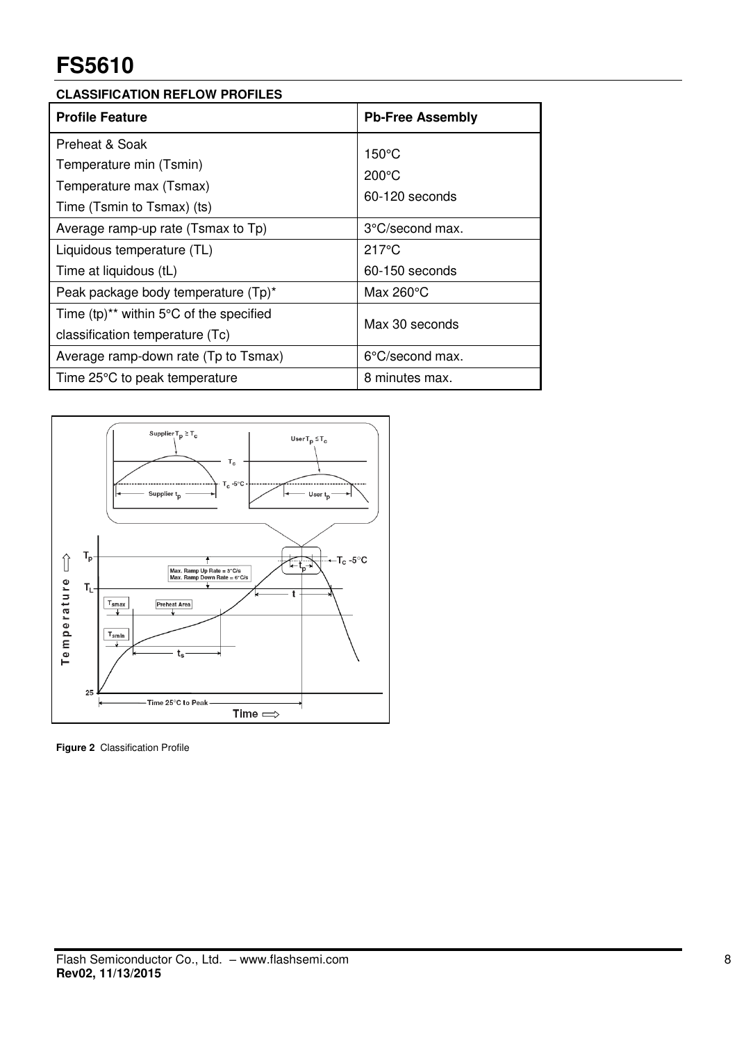# FS5610

**CLASSIFICATION REFLOW PROFILES**

| Profile Feature | Pb-Free Assembly |
| --- | --- |
| Preheat & Soak<br>Temperature min (Tsmin)<br>Temperature max (Tsmax)<br>Time (Tsmin to Tsmax) (ts) | 150°C<br>200°C<br>60-120 seconds |
| Average ramp-up rate (Tsmax to Tp) | 3°C/second max. |
| Liquidous temperature (TL)<br>Time at liquidous (tL) | 217°C<br>60-150 seconds |
| Peak package body temperature (Tp)* | Max 260°C |
| Time (tp)** within 5°C of the specified classification temperature (Tc) | Max 30 seconds |
| Average ramp-down rate (Tp to Tsmax) | 6°C/second max. |
| Time 25°C to peak temperature | 8 minutes max. |

**Figure 2** Classification Profile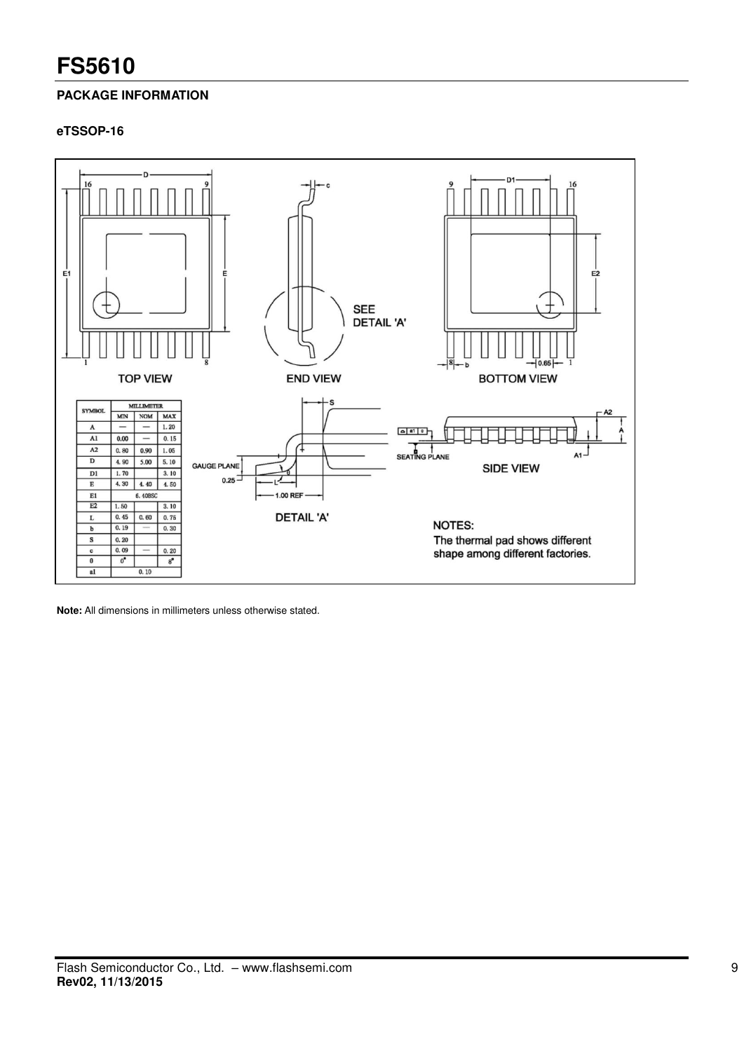## PACKAGE INFORMATION

### eTSSOP-16

TOP VIEW

END VIEW

SEE DETAIL 'A'

BOTTOM VIEW

DETAIL 'A'

GAUGE PLANE

0.25

1.00 REF

SEATING PLANE

SIDE VIEW

| SYMBOL | MILLIMETER | | |
|---|---|---|---|
| | MIN | NOM | MAX |
| A | — | — | 1.20 |
| A1 | 0.00 | — | 0.15 |
| A2 | 0.80 | 0.90 | 1.05 |
| D | 4.90 | 5.00 | 5.10 |
| D1 | 1.70 | | 3.10 |
| E | 4.30 | 4.40 | 4.50 |
| E1 | 6.40BSC | | |
| E2 | 1.50 | | 3.10 |
| L | 0.45 | 0.60 | 0.75 |
| b | 0.19 | — | 0.30 |
| S | 0.20 | | |
| c | 0.09 | — | 0.20 |
| θ | 0° | | 8° |
| a1 | 0.10 | | |

NOTES:
The thermal pad shows different shape among different factories.

**Note:** All dimensions in millimeters unless otherwise stated.